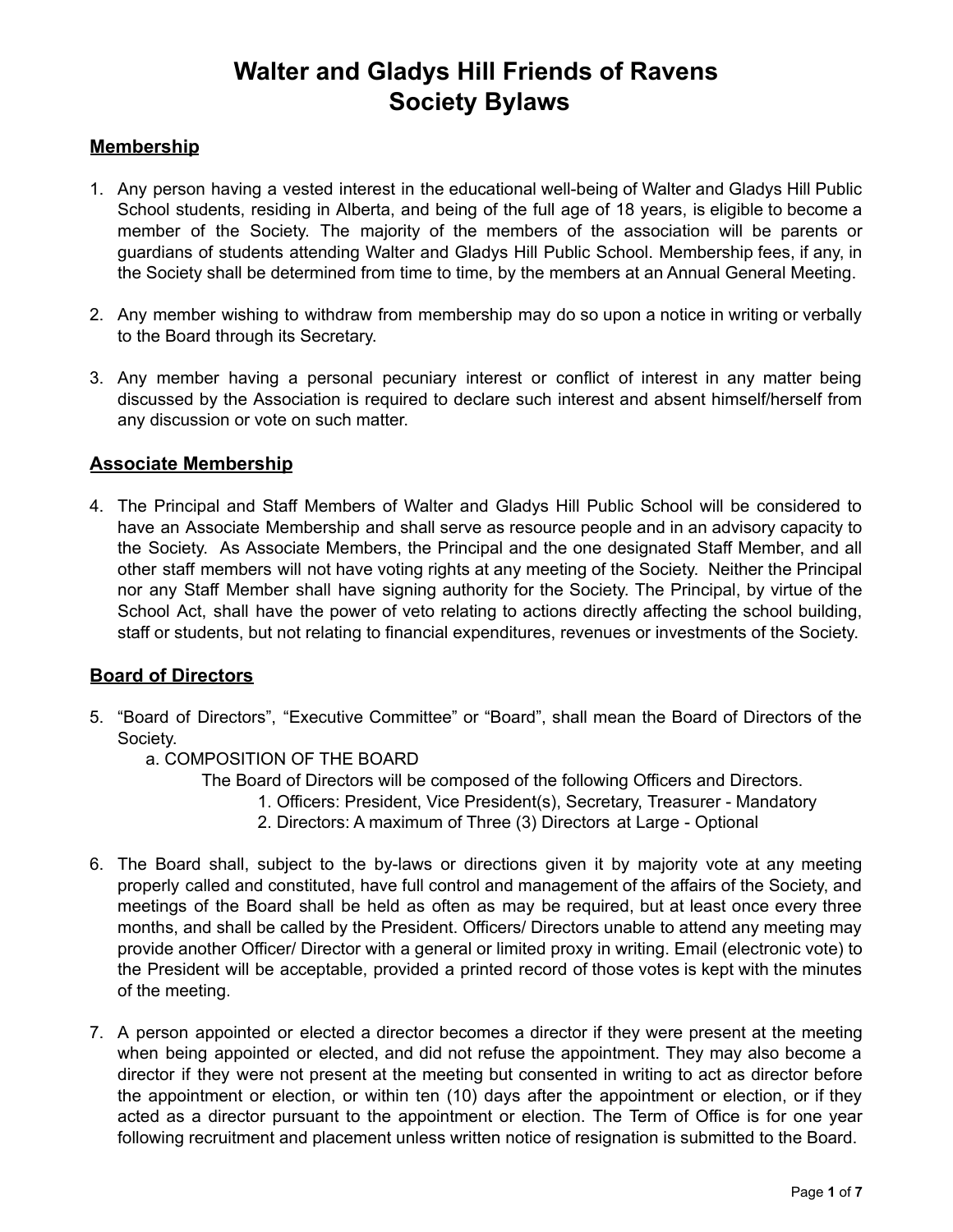# Walter and Gladys Hill Friends of Ravens Society Bylaws

## Membership

1. Any person having a vested interest in the educational well-being of Walter and Gladys Hill Public School students, residing in Alberta, and being of the full age of 18 years, is eligible to become a member of the Society. The majority of the members of the association will be parents or guardians of students attending Walter and Gladys Hill Public School. Membership fees, if any, in the Society shall be determined from time to time, by the members at an Annual General Meeting.

2. Any member wishing to withdraw from membership may do so upon a notice in writing or verbally to the Board through its Secretary.

3. Any member having a personal pecuniary interest or conflict of interest in any matter being discussed by the Association is required to declare such interest and absent himself/herself from any discussion or vote on such matter.

## Associate Membership

4. The Principal and Staff Members of Walter and Gladys Hill Public School will be considered to have an Associate Membership and shall serve as resource people and in an advisory capacity to the Society. As Associate Members, the Principal and the one designated Staff Member, and all other staff members will not have voting rights at any meeting of the Society. Neither the Principal nor any Staff Member shall have signing authority for the Society. The Principal, by virtue of the School Act, shall have the power of veto relating to actions directly affecting the school building, staff or students, but not relating to financial expenditures, revenues or investments of the Society.

## Board of Directors

5. "Board of Directors", "Executive Committee" or "Board", shall mean the Board of Directors of the Society.
   a. COMPOSITION OF THE BOARD
      The Board of Directors will be composed of the following Officers and Directors.
      1. Officers: President, Vice President(s), Secretary, Treasurer - Mandatory
      2. Directors: A maximum of Three (3) Directors at Large - Optional

6. The Board shall, subject to the by-laws or directions given it by majority vote at any meeting properly called and constituted, have full control and management of the affairs of the Society, and meetings of the Board shall be held as often as may be required, but at least once every three months, and shall be called by the President. Officers/ Directors unable to attend any meeting may provide another Officer/ Director with a general or limited proxy in writing. Email (electronic vote) to the President will be acceptable, provided a printed record of those votes is kept with the minutes of the meeting.

7. A person appointed or elected a director becomes a director if they were present at the meeting when being appointed or elected, and did not refuse the appointment. They may also become a director if they were not present at the meeting but consented in writing to act as director before the appointment or election, or within ten (10) days after the appointment or election, or if they acted as a director pursuant to the appointment or election. The Term of Office is for one year following recruitment and placement unless written notice of resignation is submitted to the Board.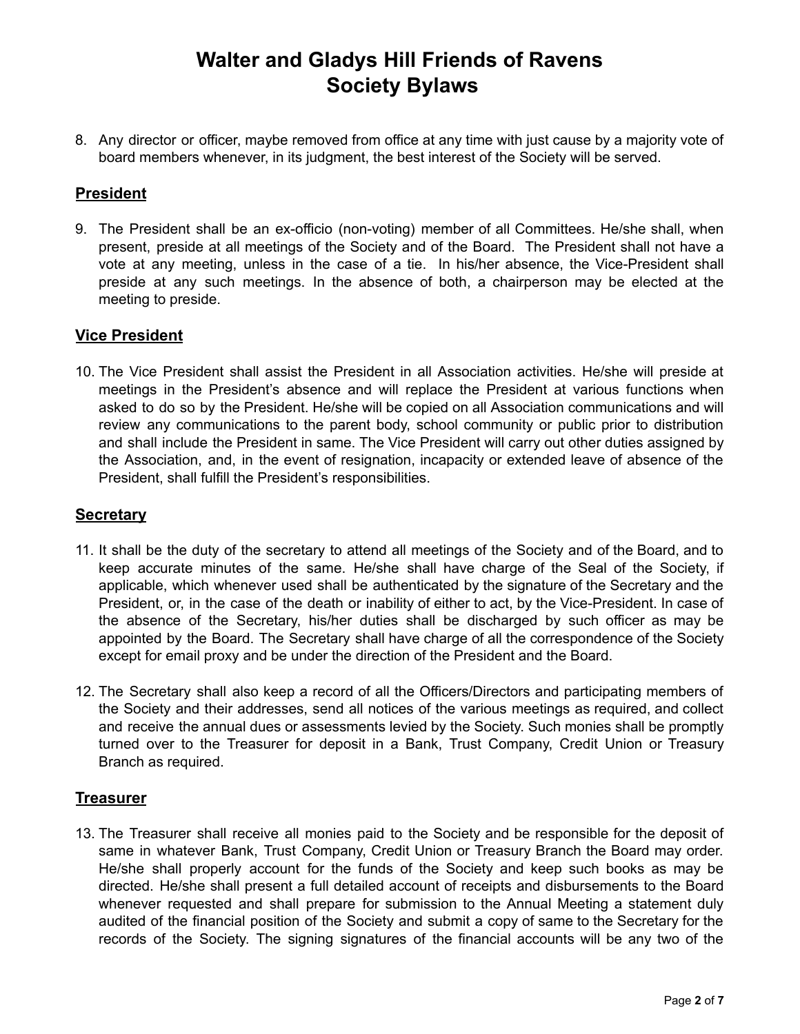8. Any director or officer, maybe removed from office at any time with just cause by a majority vote of board members whenever, in its judgment, the best interest of the Society will be served.

## President

9. The President shall be an ex-officio (non-voting) member of all Committees. He/she shall, when present, preside at all meetings of the Society and of the Board. The President shall not have a vote at any meeting, unless in the case of a tie. In his/her absence, the Vice-President shall preside at any such meetings. In the absence of both, a chairperson may be elected at the meeting to preside.

## Vice President

10. The Vice President shall assist the President in all Association activities. He/she will preside at meetings in the President's absence and will replace the President at various functions when asked to do so by the President. He/she will be copied on all Association communications and will review any communications to the parent body, school community or public prior to distribution and shall include the President in same. The Vice President will carry out other duties assigned by the Association, and, in the event of resignation, incapacity or extended leave of absence of the President, shall fulfill the President's responsibilities.

## Secretary

11. It shall be the duty of the secretary to attend all meetings of the Society and of the Board, and to keep accurate minutes of the same. He/she shall have charge of the Seal of the Society, if applicable, which whenever used shall be authenticated by the signature of the Secretary and the President, or, in the case of the death or inability of either to act, by the Vice-President. In case of the absence of the Secretary, his/her duties shall be discharged by such officer as may be appointed by the Board. The Secretary shall have charge of all the correspondence of the Society except for email proxy and be under the direction of the President and the Board.

12. The Secretary shall also keep a record of all the Officers/Directors and participating members of the Society and their addresses, send all notices of the various meetings as required, and collect and receive the annual dues or assessments levied by the Society. Such monies shall be promptly turned over to the Treasurer for deposit in a Bank, Trust Company, Credit Union or Treasury Branch as required.

## Treasurer

13. The Treasurer shall receive all monies paid to the Society and be responsible for the deposit of same in whatever Bank, Trust Company, Credit Union or Treasury Branch the Board may order. He/she shall properly account for the funds of the Society and keep such books as may be directed. He/she shall present a full detailed account of receipts and disbursements to the Board whenever requested and shall prepare for submission to the Annual Meeting a statement duly audited of the financial position of the Society and submit a copy of same to the Secretary for the records of the Society. The signing signatures of the financial accounts will be any two of the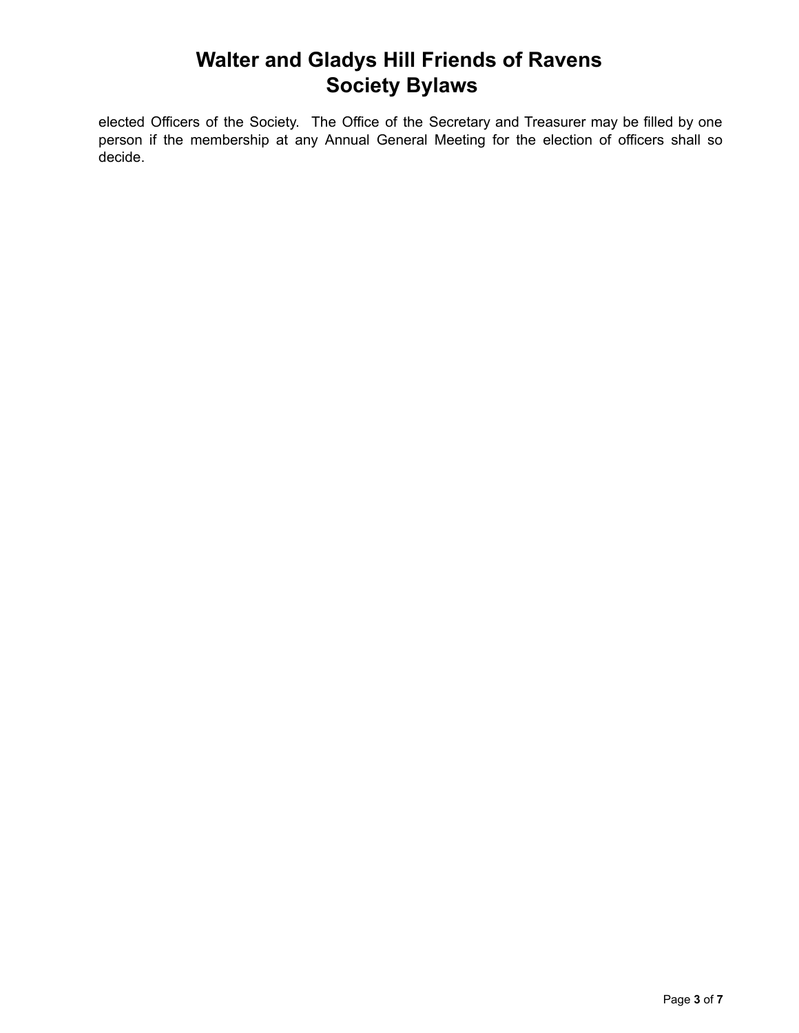elected Officers of the Society. The Office of the Secretary and Treasurer may be filled by one person if the membership at any Annual General Meeting for the election of officers shall so decide.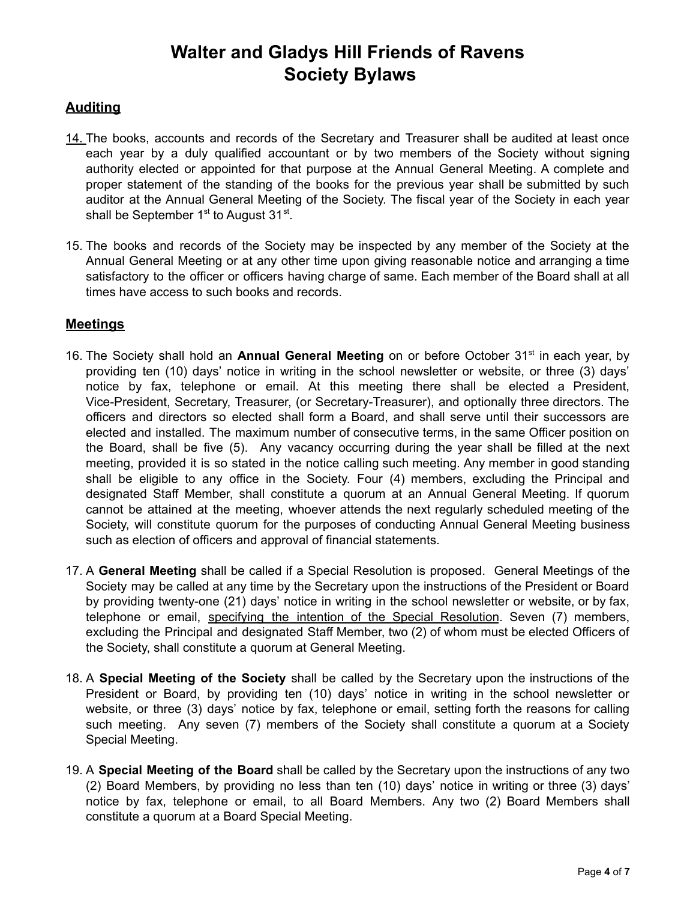# Walter and Gladys Hill Friends of Ravens Society Bylaws

## Auditing

14. The books, accounts and records of the Secretary and Treasurer shall be audited at least once each year by a duly qualified accountant or by two members of the Society without signing authority elected or appointed for that purpose at the Annual General Meeting. A complete and proper statement of the standing of the books for the previous year shall be submitted by such auditor at the Annual General Meeting of the Society. The fiscal year of the Society in each year shall be September 1st to August 31st.

15. The books and records of the Society may be inspected by any member of the Society at the Annual General Meeting or at any other time upon giving reasonable notice and arranging a time satisfactory to the officer or officers having charge of same. Each member of the Board shall at all times have access to such books and records.

## Meetings

16. The Society shall hold an **Annual General Meeting** on or before October 31st in each year, by providing ten (10) days' notice in writing in the school newsletter or website, or three (3) days' notice by fax, telephone or email. At this meeting there shall be elected a President, Vice-President, Secretary, Treasurer, (or Secretary-Treasurer), and optionally three directors. The officers and directors so elected shall form a Board, and shall serve until their successors are elected and installed. The maximum number of consecutive terms, in the same Officer position on the Board, shall be five (5). Any vacancy occurring during the year shall be filled at the next meeting, provided it is so stated in the notice calling such meeting. Any member in good standing shall be eligible to any office in the Society. Four (4) members, excluding the Principal and designated Staff Member, shall constitute a quorum at an Annual General Meeting. If quorum cannot be attained at the meeting, whoever attends the next regularly scheduled meeting of the Society, will constitute quorum for the purposes of conducting Annual General Meeting business such as election of officers and approval of financial statements.

17. A **General Meeting** shall be called if a Special Resolution is proposed. General Meetings of the Society may be called at any time by the Secretary upon the instructions of the President or Board by providing twenty-one (21) days' notice in writing in the school newsletter or website, or by fax, telephone or email, <u>specifying the intention of the Special Resolution</u>. Seven (7) members, excluding the Principal and designated Staff Member, two (2) of whom must be elected Officers of the Society, shall constitute a quorum at General Meeting.

18. A **Special Meeting of the Society** shall be called by the Secretary upon the instructions of the President or Board, by providing ten (10) days' notice in writing in the school newsletter or website, or three (3) days' notice by fax, telephone or email, setting forth the reasons for calling such meeting. Any seven (7) members of the Society shall constitute a quorum at a Society Special Meeting.

19. A **Special Meeting of the Board** shall be called by the Secretary upon the instructions of any two (2) Board Members, by providing no less than ten (10) days' notice in writing or three (3) days' notice by fax, telephone or email, to all Board Members. Any two (2) Board Members shall constitute a quorum at a Board Special Meeting.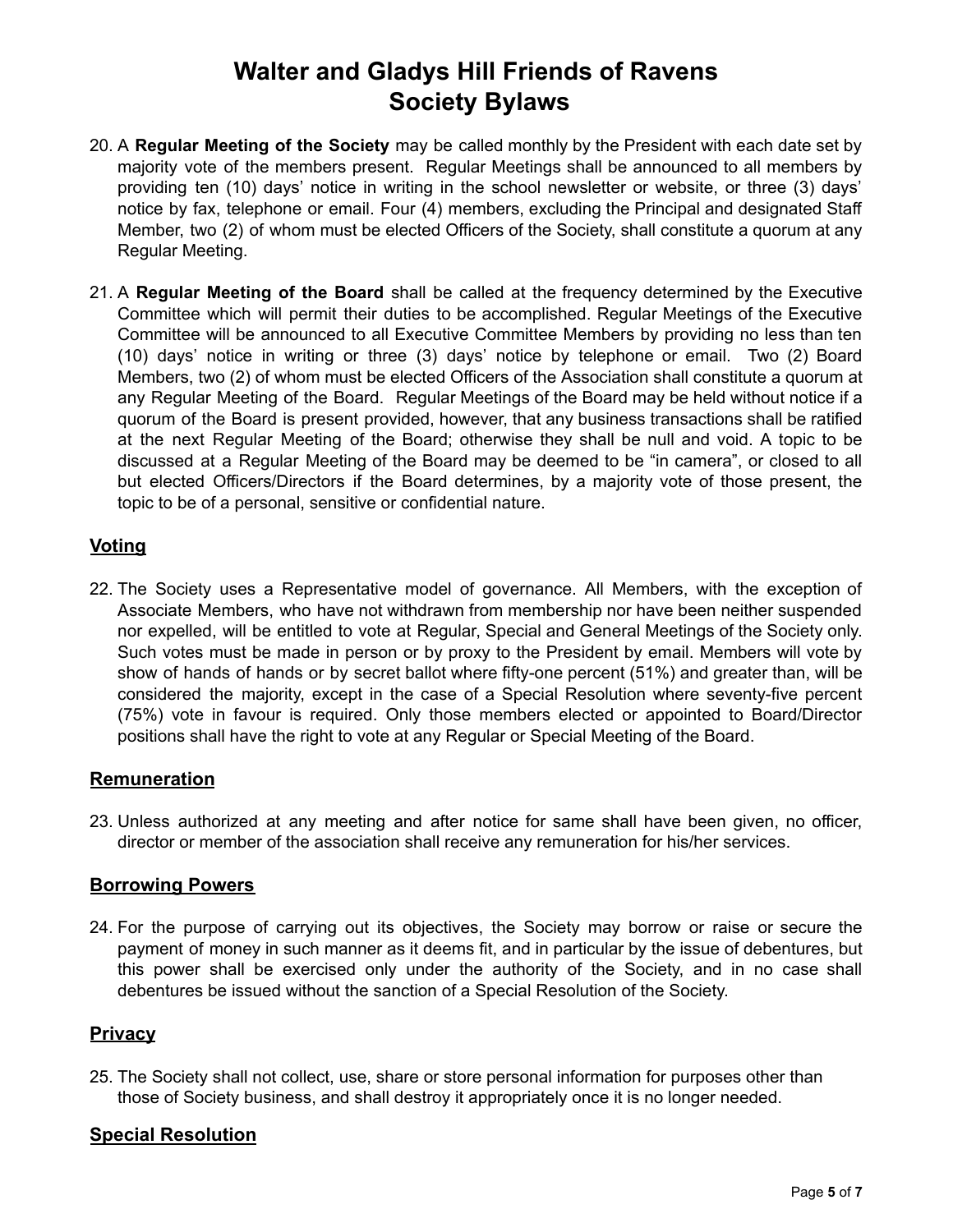20. A **Regular Meeting of the Society** may be called monthly by the President with each date set by majority vote of the members present. Regular Meetings shall be announced to all members by providing ten (10) days' notice in writing in the school newsletter or website, or three (3) days' notice by fax, telephone or email. Four (4) members, excluding the Principal and designated Staff Member, two (2) of whom must be elected Officers of the Society, shall constitute a quorum at any Regular Meeting.

21. A **Regular Meeting of the Board** shall be called at the frequency determined by the Executive Committee which will permit their duties to be accomplished. Regular Meetings of the Executive Committee will be announced to all Executive Committee Members by providing no less than ten (10) days' notice in writing or three (3) days' notice by telephone or email. Two (2) Board Members, two (2) of whom must be elected Officers of the Association shall constitute a quorum at any Regular Meeting of the Board. Regular Meetings of the Board may be held without notice if a quorum of the Board is present provided, however, that any business transactions shall be ratified at the next Regular Meeting of the Board; otherwise they shall be null and void. A topic to be discussed at a Regular Meeting of the Board may be deemed to be "in camera", or closed to all but elected Officers/Directors if the Board determines, by a majority vote of those present, the topic to be of a personal, sensitive or confidential nature.

## Voting

22. The Society uses a Representative model of governance. All Members, with the exception of Associate Members, who have not withdrawn from membership nor have been neither suspended nor expelled, will be entitled to vote at Regular, Special and General Meetings of the Society only. Such votes must be made in person or by proxy to the President by email. Members will vote by show of hands of hands or by secret ballot where fifty-one percent (51%) and greater than, will be considered the majority, except in the case of a Special Resolution where seventy-five percent (75%) vote in favour is required. Only those members elected or appointed to Board/Director positions shall have the right to vote at any Regular or Special Meeting of the Board.

## Remuneration

23. Unless authorized at any meeting and after notice for same shall have been given, no officer, director or member of the association shall receive any remuneration for his/her services.

## Borrowing Powers

24. For the purpose of carrying out its objectives, the Society may borrow or raise or secure the payment of money in such manner as it deems fit, and in particular by the issue of debentures, but this power shall be exercised only under the authority of the Society, and in no case shall debentures be issued without the sanction of a Special Resolution of the Society.

## Privacy

25. The Society shall not collect, use, share or store personal information for purposes other than those of Society business, and shall destroy it appropriately once it is no longer needed.

## Special Resolution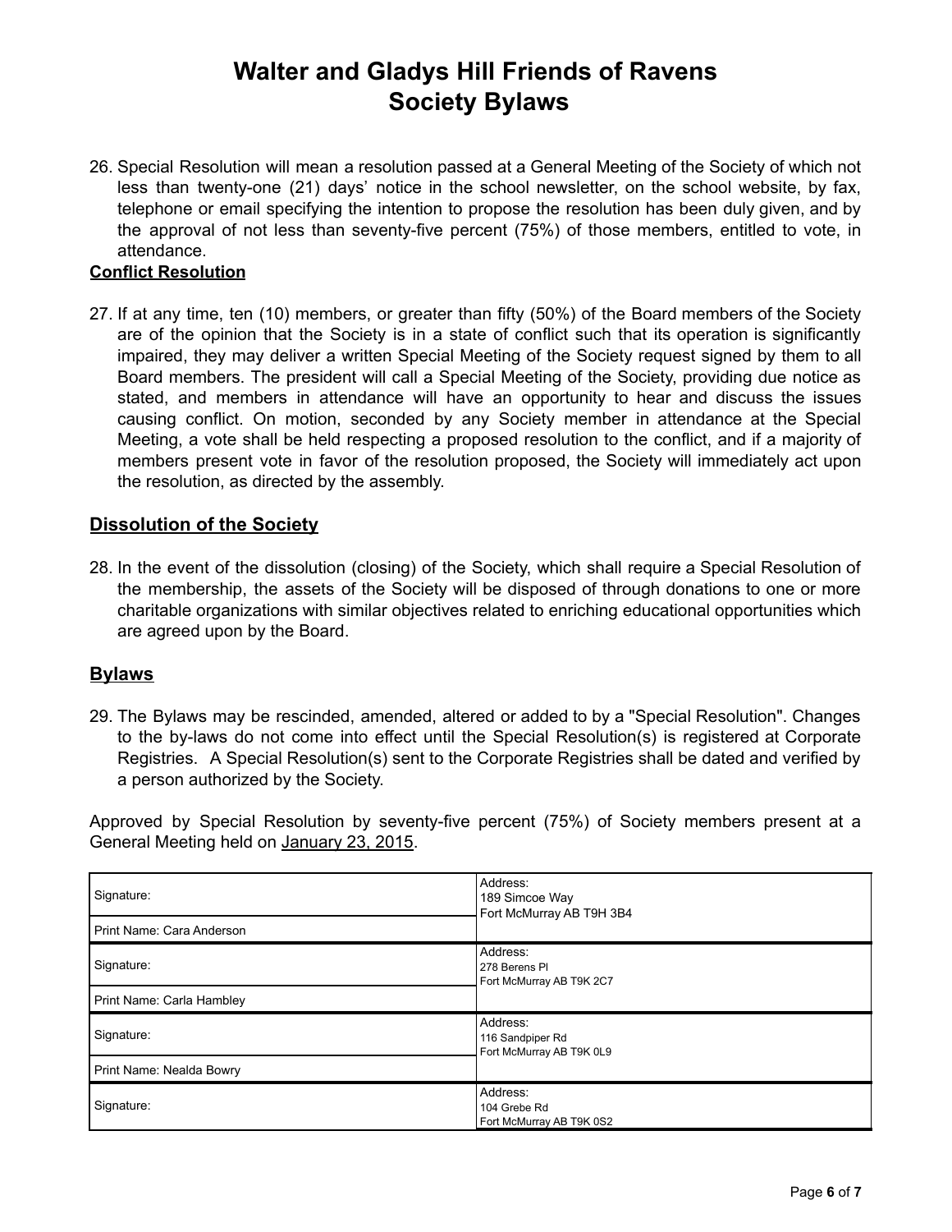# Walter and Gladys Hill Friends of Ravens Society Bylaws

26. Special Resolution will mean a resolution passed at a General Meeting of the Society of which not less than twenty-one (21) days' notice in the school newsletter, on the school website, by fax, telephone or email specifying the intention to propose the resolution has been duly given, and by the approval of not less than seventy-five percent (75%) of those members, entitled to vote, in attendance.

## Conflict Resolution

27. If at any time, ten (10) members, or greater than fifty (50%) of the Board members of the Society are of the opinion that the Society is in a state of conflict such that its operation is significantly impaired, they may deliver a written Special Meeting of the Society request signed by them to all Board members. The president will call a Special Meeting of the Society, providing due notice as stated, and members in attendance will have an opportunity to hear and discuss the issues causing conflict. On motion, seconded by any Society member in attendance at the Special Meeting, a vote shall be held respecting a proposed resolution to the conflict, and if a majority of members present vote in favor of the resolution proposed, the Society will immediately act upon the resolution, as directed by the assembly.

## Dissolution of the Society

28. In the event of the dissolution (closing) of the Society, which shall require a Special Resolution of the membership, the assets of the Society will be disposed of through donations to one or more charitable organizations with similar objectives related to enriching educational opportunities which are agreed upon by the Board.

## Bylaws

29. The Bylaws may be rescinded, amended, altered or added to by a "Special Resolution". Changes to the by-laws do not come into effect until the Special Resolution(s) is registered at Corporate Registries. A Special Resolution(s) sent to the Corporate Registries shall be dated and verified by a person authorized by the Society.

Approved by Special Resolution by seventy-five percent (75%) of Society members present at a General Meeting held on January 23, 2015.

| Signature / Name | Address |
|---|---|
| Signature: | Address: 189 Simcoe Way Fort McMurray AB T9H 3B4 |
| Print Name: Cara Anderson | |
| Signature: | Address: 278 Berens Pl Fort McMurray AB T9K 2C7 |
| Print Name: Carla Hambley | |
| Signature: | Address: 116 Sandpiper Rd Fort McMurray AB T9K 0L9 |
| Print Name: Nealda Bowry | |
| Signature: | Address: 104 Grebe Rd Fort McMurray AB T9K 0S2 |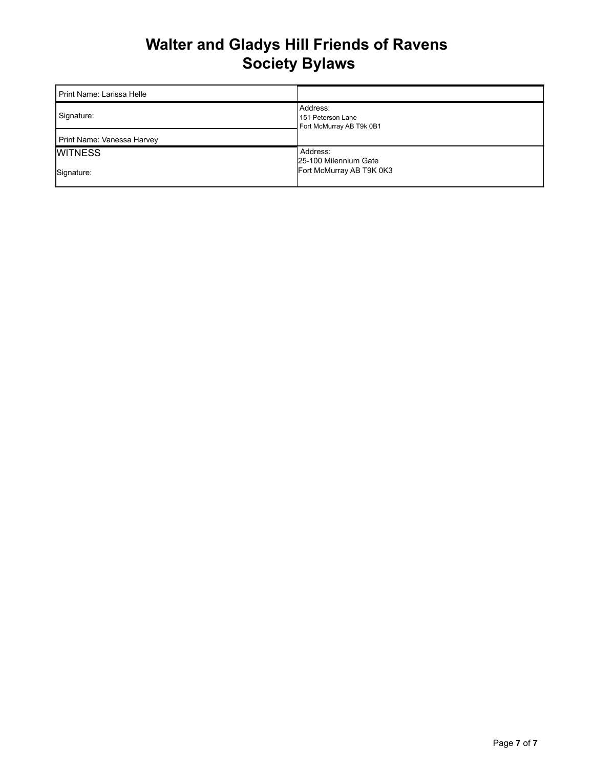# Walter and Gladys Hill Friends of Ravens Society Bylaws

| | |
|---|---|
| Print Name: Larissa Helle | |
| Signature: | Address:<br>151 Peterson Lane<br>Fort McMurray AB T9k 0B1 |
| Print Name: Vanessa Harvey | |
| WITNESS<br><br>Signature: | Address:<br>25-100 Milennium Gate<br>Fort McMurray AB T9K 0K3 |